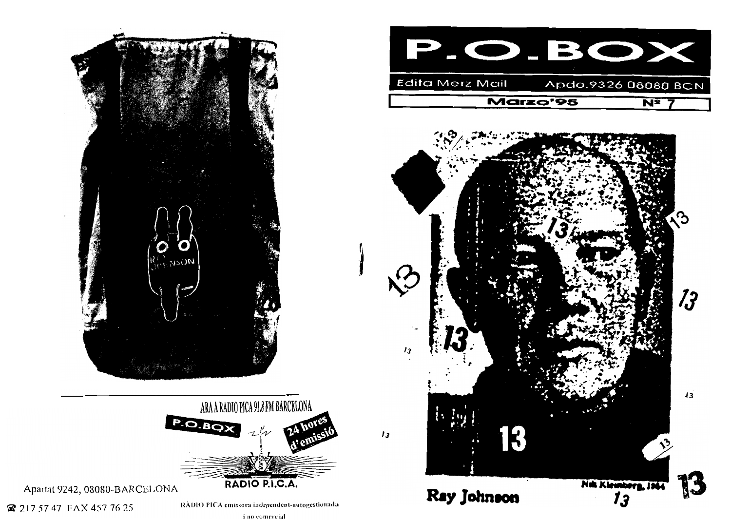ARA A RADIO PICA 91.8 FM BARCELONA

P.O.BOX

24 hores d'emissió

RADIO P.I.C.A.

Apartat 9242, 08080-BARCELONA

☎ 217 57 47 FAX 457 76 25

RÀDIO PICA emissora independent-autogestionada i no comercial

# P.O.BOX

Edita Merz Mail Apdo.9326 08080 BCN

Marzo'95 Nº 7

Ray Johnson

Nik Kleinberg, 1964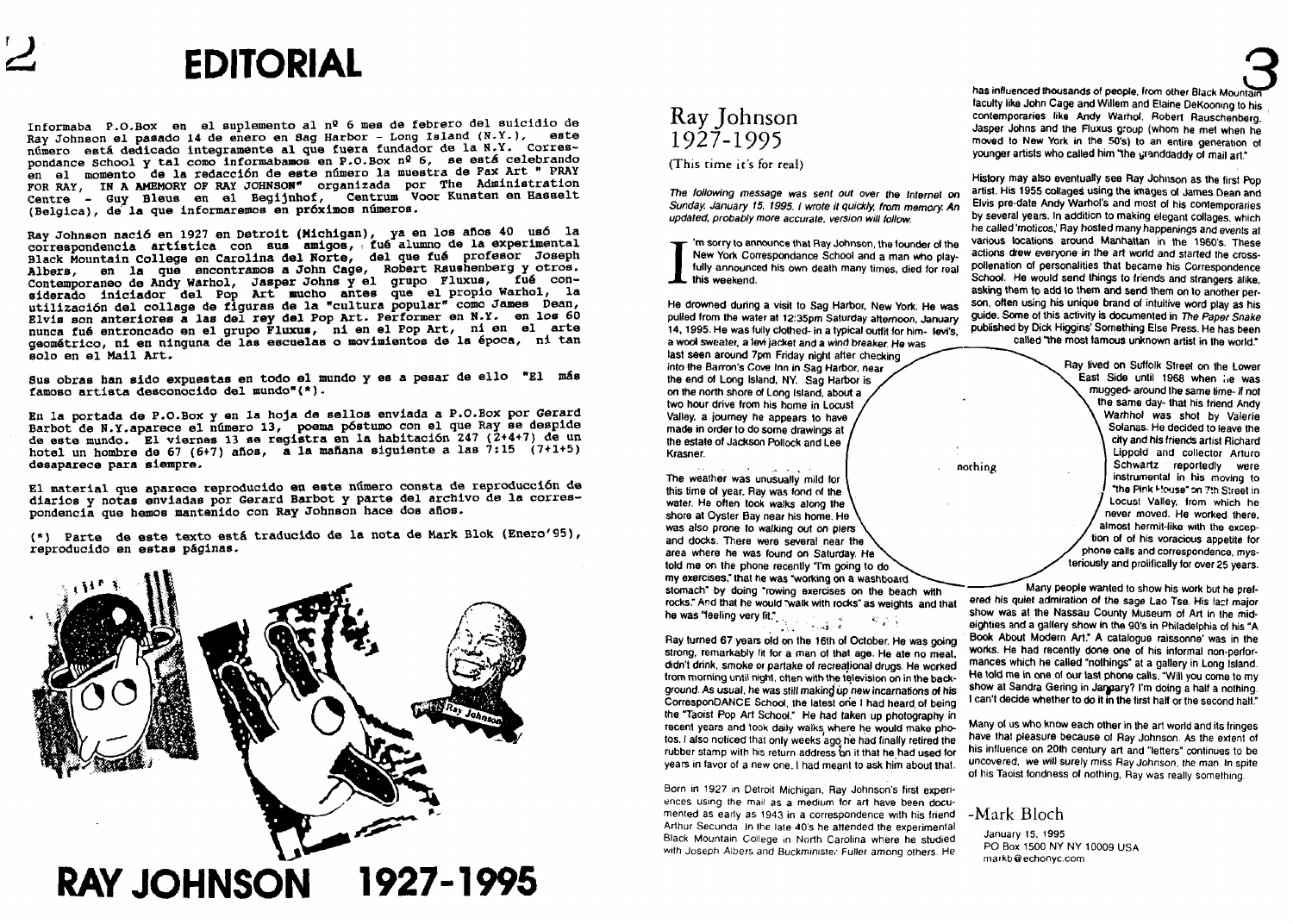# EDITORIAL

Informaba P.O.Box en el suplemento al nº 6 mes de febrero del suicidio de Ray Johnson el pasado 14 de enero en Sag Harbor - Long Island (N.Y.), este número está dedicado integramente al que fuera fundador de la N.Y. Correspondance School y tal como informabamos en P.O.Box nº 6, se está celebrando en el momento de la redacción de este número la muestra de Fax Art " PRAY FOR RAY, IN A AMEMORY OF RAY JOHNSON" organizada por The Administration Centre - Guy Bleus en el Begijnhof, Centrum Voor Kunsten en Hasselt (Belgica), de la que informaremos en próximos números.

Ray Johnson nació en 1927 en Detroit (Michigan), ya en los años 40 usó la correspondencia artística con sus amigos, fué alumno de la experimental Black Mountain College en Carolina del Norte, del que fué profesor Joseph Albers, en la que encontramos a John Cage, Robert Raushenberg y otros. Contemporaneo de Andy Warhol, Jasper Johns y el grupo Fluxus, fué considerado iniciador del Pop Art mucho antes que el propio Warhol, la utilización del collage de figuras de la "cultura popular" como James Dean, Elvis son anteriores a las del rey del Pop Art. Performer en N.Y. en los 60 nunca fué entroncado en el grupo Fluxus, ni en el Pop Art, ni en el arte geométrico, ni en ninguna de las escuelas o movimientos de la época, ni tan solo en el Mail Art.

Sus obras han sido expuestas en todo el mundo y es a pesar de ello "El más famoso artista desconocido del mundo"(*).

En la portada de P.O.Box y en la hoja de sellos enviada a P.O.Box por Gerard Barbot de N.Y.aparece el número 13, poema póstumo con el que Ray se despide de este mundo. El viernes 13 se registra en la habitación 247 (2+4+7) de un hotel un hombre de 67 (6+7) años, a la mañana siguiente a las 7:15 (7+1+5) desaparece para siempre.

El material que aparece reproducido en este número consta de reproducción de diarios y notas enviadas por Gerard Barbot y parte del archivo de la correspondencia que hemos mantenido con Ray Johnson hace dos años.

(*) Parte de este texto está traducido de la nota de Mark Blok (Enero'95), reproducido en estas páginas.

# RAY JOHNSON 1927-1995

## Ray Johnson 1927-1995

(This time it's for real)

*The following message was sent out over the Internet on Sunday, January 15, 1995. I wrote it quickly, from memory. An updated, probably more accurate, version will follow.*

I'm sorry to announce that Ray Johnson, the founder of the New York Correspondance School and a man who playfully announced his own death many times, died for real this weekend.

He drowned during a visit to Sag Harbor, New York. He was pulled from the water at 12:35pm Saturday afternoon, January 14, 1995. He was fully clothed- in a typical outfit for him- levi's, a wool sweater, a levi jacket and a wind breaker. He was last seen around 7pm Friday night after checking into the Barron's Cove Inn in Sag Harbor, near the end of Long Island, NY. Sag Harbor is on the north shore of Long Island, about a two hour drive from his home in Locust Valley, a journey he appears to have made in order to do some drawings at the estate of Jackson Pollock and Lee Krasner.

The weather was unusually mild for this time of year. Ray was fond of the water. He often took walks along the shore at Oyster Bay near his home. He was also prone to walking out on piers and docks. There were several near the area where he was found on Saturday. He told me on the phone recently "I'm going to do my exercises," that he was "working on a washboard stomach" by doing "rowing exercises on the beach with rocks." And that he would "walk with rocks" as weights and that he was "feeling very fit."

Ray turned 67 years old on the 16th of October. He was going strong, remarkably fit for a man of that age. He ate no meat, didn't drink, smoke or partake of recreational drugs. He worked from morning until night, often with the television on in the background. As usual, he was still making up new incarnations of his CorresponDANCE School, the latest one I had heard of being the "Taoist Pop Art School." He had taken up photography in recent years and took daily walks where he would make photos. I also noticed that only weeks ago he had finally retired the rubber stamp with his return address on it that he had used for years in favor of a new one. I had meant to ask him about that.

Born in 1927 in Detroit Michigan, Ray Johnson's first experiences using the mail as a medium for art have been documented as early as 1943 in a correspondence with his friend Arthur Secunda. In the late 40's he attended the experimental Black Mountain College in North Carolina where he studied with Joseph Albers and Buckminster Fuller among others. He has influenced thousands of people, from other Black Mountain faculty like John Cage and Willem and Elaine DeKooning to his contemporaries like Andy Warhol, Robert Rauschenberg, Jasper Johns and the Fluxus group (whom he met when he moved to New York in the 50's) to an entire generation of younger artists who called him "the granddaddy of mail art."

History may also eventually see Ray Johnson as the first Pop artist. His 1955 collages using the images of James Dean and Elvis pre-date Andy Warhol's and most of his contemporaries by several years. In addition to making elegant collages, which he called 'moticos,' Ray hosted many happenings and events at various locations around Manhattan in the 1960's. These actions drew everyone in the art world and started the cross-pollenation of personalities that became his Correspondence School. He would send things to friends and strangers alike, asking them to add to them and send them on to another person, often using his unique brand of intuitive word play as his guide. Some of this activity is documented in *The Paper Snake* published by Dick Higgins' Something Else Press. He has been called "the most famous unknown artist in the world."

nothing

Ray lived on Suffolk Street on the Lower East Side until 1968 when he was mugged- around the same time- if not the same day- that his friend Andy Warhhol was shot by Valerie Solanas. He decided to leave the city and his friends artist Richard Lippold and collector Arturo Schwartz reportedly were instrumental in his moving to "the Pink House" on 7th Street in Locust Valley, from which he never moved. He worked there, almost hermit-like with the exception of his voracious appetite for phone calls and correspondence, mysteriously and prolifically for over 25 years.

Many people wanted to show his work but he preferred his quiet admiration of the sage Lao Tse. His last major show was at the Nassau County Museum of Art in the mid-eighties and a gallery show in the 90's in Philadelphia of his "A Book About Modern Art." A catalogue raissonne' was in the works. He had recently done one of his informal non-performances which he called "nothings" at a gallery in Long Island. He told me in one of our last phone calls, "Will you come to my show at Sandra Gering in January? I'm doing a half a nothing. I can't decide whether to do it in the first half or the second half."

Many of us who know each other in the art world and its fringes have that pleasure because of Ray Johnson. As the extent of his influence on 20th century art and "letters" continues to be uncovered, we will surely miss Ray Johnson, the man. In spite of his Taoist fondness of nothing, Ray was really something.

-Mark Bloch

January 15, 1995
PO Box 1500 NY NY 10009 USA
markb@echonyc.com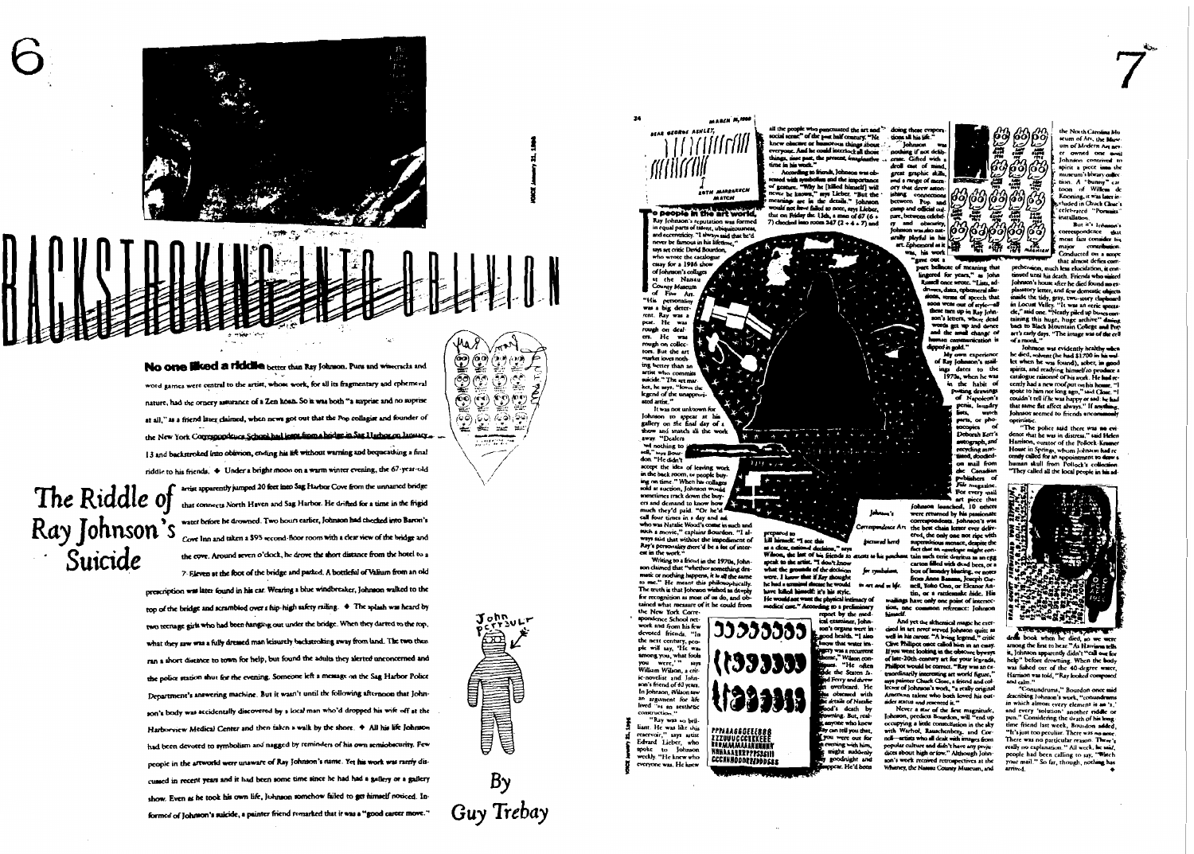# BACKSTROKING INTO OBLIVION

## The Riddle of Ray Johnson's Suicide

**By Guy Trebay**

**No one liked a riddle** better than Ray Johnson. Puns and wisecracks and word games were central to the artist, whose work, for all its fragmentary and ephemeral nature, had the ornery assurance of a Zen koan. So it was both "a surprise and no surprise at all," as a friend later claimed, when news got out that the Pop collagist and founder of the New York Correspondence School had leapt from a bridge in Sag Harbor on January 13 and backstroked into oblivion, ending his life without warning and bequeathing a final riddle to his friends. ◆ Under a bright moon on a warm winter evening, the 67-year-old artist apparently jumped 20 feet into Sag Harbor Cove from the unnamed bridge that connects North Haven and Sag Harbor. He drifted for a time in the frigid water before he drowned. Two hours earlier, Johnson had checked into Baron's Cove Inn and taken a $95 second-floor room with a clear view of the bridge and the cove. Around seven o'clock, he drove the short distance from the hotel to a 7-Eleven at the foot of the bridge and parked. A bottleful of Valium from an old prescription was later found in his car. Wearing a blue windbreaker, Johnson walked to the top of the bridge and scrambled over a hip-high safety railing. ◆ The splash was heard by two teenage girls who had been hanging out under the bridge. When they darted to the top, what they saw was a fully dressed man leisurely backstroking away from land. The two then ran a short distance to town for help, but found the adults they alerted unconcerned and the police station shut for the evening. Someone left a message on the Sag Harbor Police Department's answering machine. But it wasn't until the following afternoon that Johnson's body was accidentally discovered by a local man who'd dropped his wife off at the Harborview Medical Center and then taken a walk by the shore. ◆ All his life Johnson had been devoted to symbolism and nagged by reminders of his own semiobscurity. Few people in the artworld were unaware of Ray Johnson's name. Yet his work was rarely discussed in recent years and it had been some time since he had had a gallery or a gallery show. Even as he took his own life, Johnson somehow failed to get himself noticed. Informed of Johnson's suicide, a painter friend remarked that it was a "good career move."

To people in the art world, Ray Johnson's reputation was formed in equal parts of talent, ubiquitousness, and eccentricity. "I always said that he'd never be famous in his lifetime," says art critic David Bourdon, who wrote the catalogue essay for a 1986 show of Johnson's collages at the Nassau County Museum of Fine Art. "His personality was a big deterrent. Ray was a pest. He was rough on dealers. He was rough on collectors. But the art market loves nothing better than an artist who commits suicide." The art market, he says, "loves the legend of the unappreciated artist."

It was not unknown for Johnson to appear at his gallery on the final day of a show and snatch all the work away. "Dealers had nothing to sell," says Bourdon. "He didn't accept the idea of leaving work in the back room, or people buying on time." When his collages sold at auction, Johnson would sometimes track down the buyers and demand to know how much they'd paid. "Or he'd call four times in a day and ask who was Natalie Wood's costar in such and such a movie," explains Bourdon. "I always said that without the impediment of Ray's personality there'd be a lot of interest in the work."

Writing to a friend in the 1970s, Johnson claimed that "whether something dramatic or nothing happens, it is all the same to me." He meant this philosophically. The truth is that Johnson wished as deeply for recognition as most of us do, and obtained what measure of it he could from the New York Correspondence School network and from his few devoted friends. "In the next century, people will say, 'He was among you, what fools you were,'" says William Wilson, a critic-novelist and Johnson's friend of 43 years. In Johnson, Wilson saw an argument for life lived "as an aesthetic construction."

"Ray was so brilliant. He was like this reservoir," says artist Edward Lieber, who spoke to Johnson weekly. "He knew who everyone was. He knew all the people who punctuated the art and social scene" of the past half century. "He knew obscure or humorous things about everyone. And he could interlock all those things, near past, the present, imaginative time in his work."

According to friends, Johnson was obsessed with symbolism and the importance of gesture. "Why he [killed himself] will never be known," says Lieber. "But the meanings are in the details." Johnson would not have failed to note, says Lieber, that on Friday the 13th, a man of 67 (6 + 7) checked into room 247 (2 + 4 + 7) prepared to kill himself. "I see this as a clear, rational decision," says Wilson, the last of his friends to speak to the artist. "I don't know what the grounds of the decision were. I know that if Ray thought he had a terminal disease he would have killed himself; it's his style. He would not want the physical intimacy of medical care." According to a preliminary report by the medical examiner, Johnson's organs were in good health. "I also know that water imagery was a recurrent theme," Wilson continues. "He often rode the Staten Island Ferry and threw things overboard. He was obsessed with the details of Natalie Wood's death by drowning. But, really, anyone who knew him can tell you that, if you were out for an evening with him, he might suddenly say goodnight and disappear. He'd been doing these evaporations all his life."

Johnson's Correspondence Art (pictured here) attests to his penchant for symbolism, in art and in life.

Johnson was nothing if not deliberate. Gifted with a droll cast of mind, great graphic skills, and a range of memory that drew astonishing connections between Pop and camp and official culture, between celebrity and obscurity, Johnson was also naturally playful in his art. Ephemeral as it was, his work "gave out a poetic bellnote of meaning that lingered for years," as John Russell once wrote. "Lists, addresses, dates, ephemeral allusions, terms of speech that soon went out of style—all these met up in Ray Johnson's letters, where dead words get up and dance and the small change of human communication is dipped in gold."

My own experience of Ray Johnson's mailings dates to the 1970s, when he was in the habit of posting drawings of Napoleon's penis, laundry lists, watch parts, or photocopies of Deborah Kerr's autograph, and recycling annotated, doodled-on mail from the Canadian publishers of *File* magazine. For every mail art piece that Johnson launched, 10 others were returned by his passionate correspondents. Johnson's was the best chain letter ever delivered, the only one not ripe with superstitious menace, despite the fact that an envelope might contain such eerie detritus as an egg carton filled with dead bees, or a box of laundry bluing, or notes from Anna Banana, Joseph Cornell, Yoko Ono, or Eleanor Antin, or a rattlesnake hide. His mailings have only one point of intersection, one common referent: Johnson himself.

And yet the alchemical magic he exercised in his art never served Johnson quite as well in his career. "A living legend," critic Clive Phillpot once called him in an essay. If you went looking in the obscure byways of late-20th-century art for your legends, Phillpot would be correct. "Ray was an extraordinarily interesting art world figure," says painter Chuck Close, a friend and collector of Johnson's work, "a really original American talent who both loved his outsider status and resented it."

Never a star of the first magnitude, Johnson, predicts Bourdon, will "end up occupying a little constellation in the sky with Warhol, Rauschenberg, and Cornell—artists who all dealt with images from popular culture and didn't have any prejudices about high or low." Although Johnson's work received retrospectives at the Whitney, the Nassau County Museum, and the North Carolina Museum of Art, the Museum of Modern Art never owned one until Johnson contrived to sneak a piece into the museum's library collection. A "bunny" cartoon of Willem de Kooning, it was later included in Chuck Close's celebrated "Portraits" installation.

But it's Johnson's correspondence that most fans consider his major contribution. Conducted on a scope that almost defies comprehension, much less elucidation, it continued until his death. Friends who visited Johnson's house after he died found no explanatory letter, and few domestic objects inside the tidy, gray, two-story clapboard in Locust Valley. "It was an eerie spectacle," said one. "Neatly piled up boxes containing this huge, huge archive" dating back to Black Mountain College and Pop art's early days. "The image was of the cell of a monk."

Johnson was evidently healthy when he died, solvent (he had $1700 in his wallet when he was found), sober, in good spirits, and readying himself to produce a catalogue raisonné of his work. He had recently had a new roof put on his house. "I spoke to him not long ago," said Close. "I couldn't tell if he was happy or sad; he had that same flat affect always." If anything, Johnson seemed to friends uncommonly optimistic.

"The police said there was no evidence that he was in distress," said Helen Harrison, curator of the Pollock-Krasner House in Springs, whom Johnson had recently called for an appointment to draw a human skull from Pollock's collection. "They called all the local people in his address book when he died, so we were among the first to hear." As Harrison tells it, Johnson apparently didn't "call out for help" before drowning. When the body was fished out of the 40-degree water, Harrison was told, "Ray looked composed and calm."

"Conundrums," Bourdon once said describing Johnson's work, "conundrums in which almost every element is an 'x,' and every 'solution' another riddle or pun." Considering the death of his longtime friend last week, Bourdon added, "It's just too peculiar. There was no note. There was no particular reason. There's really no explanation." All week, he said, people had been calling to say, "Watch your mail." So far, though, nothing has arrived. ◆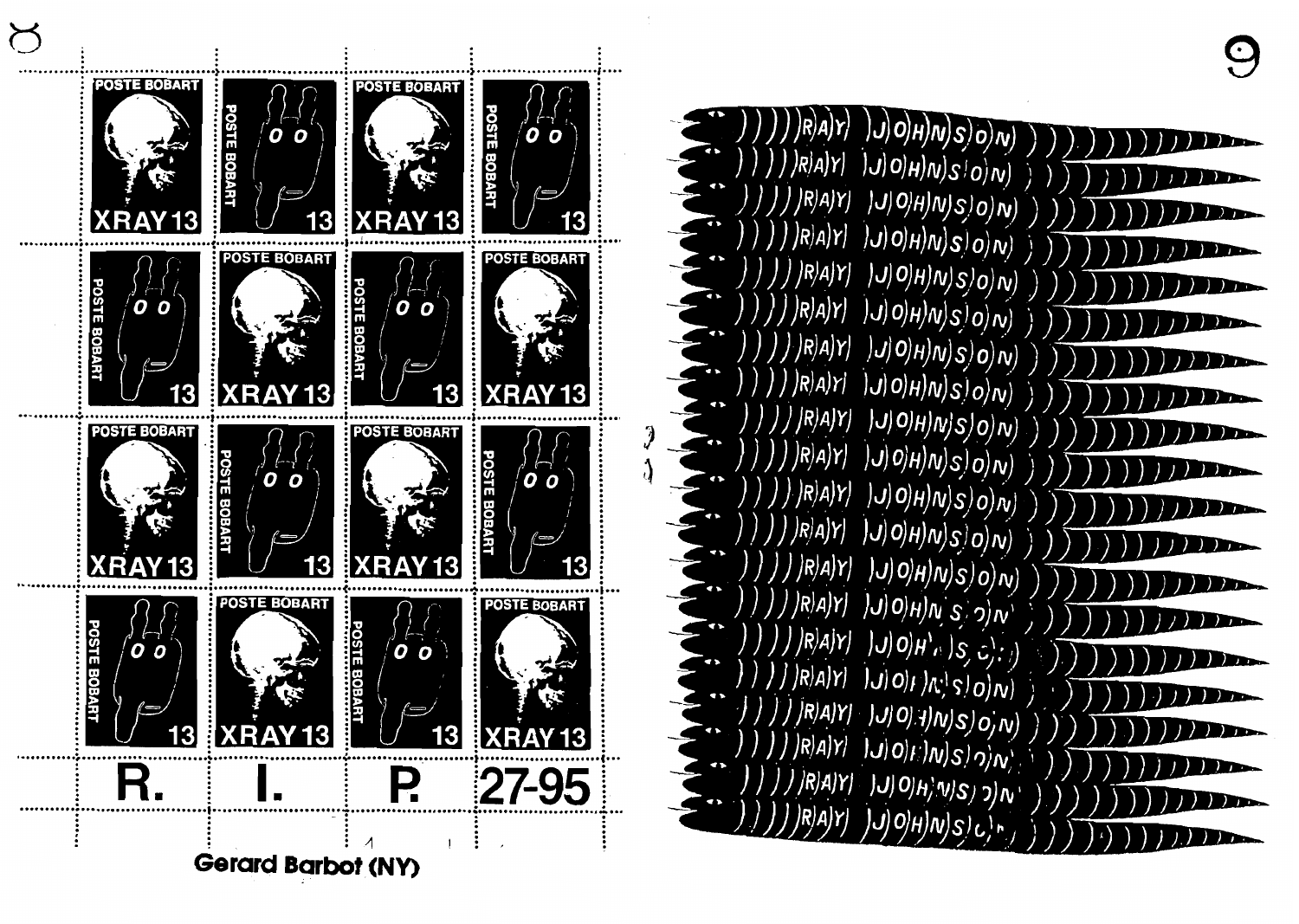| POSTE BOBART XRAY 13 | POSTE BOBART 13 | POSTE BOBART XRAY 13 | POSTE BOBART 13 |
|---|---|---|---|
| POSTE BOBART 13 | POSTE BOBART XRAY 13 | POSTE BOBART 13 | POSTE BOBART XRAY 13 |
| POSTE BOBART XRAY 13 | POSTE BOBART 13 | POSTE BOBART XRAY 13 | POSTE BOBART 13 |
| POSTE BOBART 13 | POSTE BOBART XRAY 13 | POSTE BOBART 13 | POSTE BOBART XRAY 13 |
| R. | I. | P. | 27-95 |

**Gerard Barbot (NY)**

RAY JOHNSON
RAY JOHNSON
RAY JOHNSON
RAY JOHNSON
RAY JOHNSON
RAY JOHNSON
RAY JOHNSON
RAY JOHNSON
RAY JOHNSON
RAY JOHNSON
RAY JOHNSON
RAY JOHNSON
RAY JOHNSON
RAY JOHNSON
RAY JOHNSON
RAY JOHNSON
RAY JOHNSON
RAY JOHNSON
RAY JOHNSON
RAY JOHNSON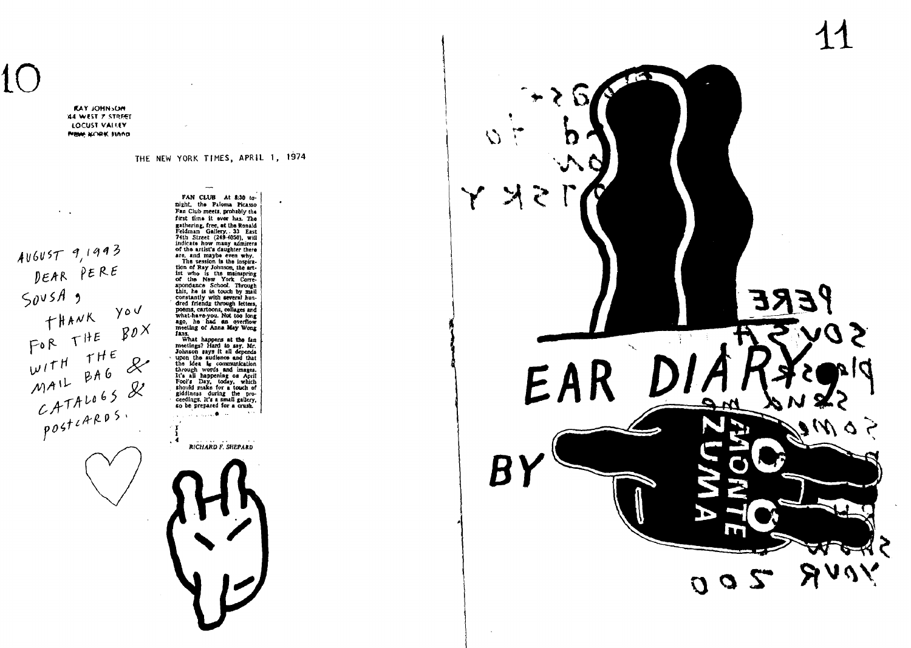RAY JOHNSON
44 WEST 7 STREET
LOCUST VALLEY
NEW YORK 11560

THE NEW YORK TIMES, APRIL 1, 1974

AUGUST 9, 1993
DEAR PERE
SOUSA,
THANK YOU
FOR THE BOX
WITH THE
MAIL BAG &
CATALOGS &
POSTCARDS.

FAN CLUB At 8:30 tonight, the Paloma Picasso Fan Club meets, probably the first time it ever has. The gathering, free, at the Ronald Feldman Gallery, 33 East 74th Street (249-4050), will indicate how many admirers of the artist's daughter there are, and maybe even why.

The session is the inspiration of Ray Johnson, the artist who is the mainspring of the New York Correspondance School. Through this, he is in touch by mail constantly with several hundred friends through letters, poems, cartoons, collages and what-have-you. Not too long ago, he had an overflow meeting of Anna May Wong fans.

What happens at the fan meetings? Hard to say. Mr. Johnson says it all depends upon the audience and that the idea is communication through words and images. It's all happening on April Fool's Day, today, which should make for a touch of giddiness during the proceedings. It's a small gallery, so be prepared for a crush.

RICHARD F. SHEPARD

EAR DIARY

BY

MONTE ZUMA

PERE SOUSA please send me some ... show your zoo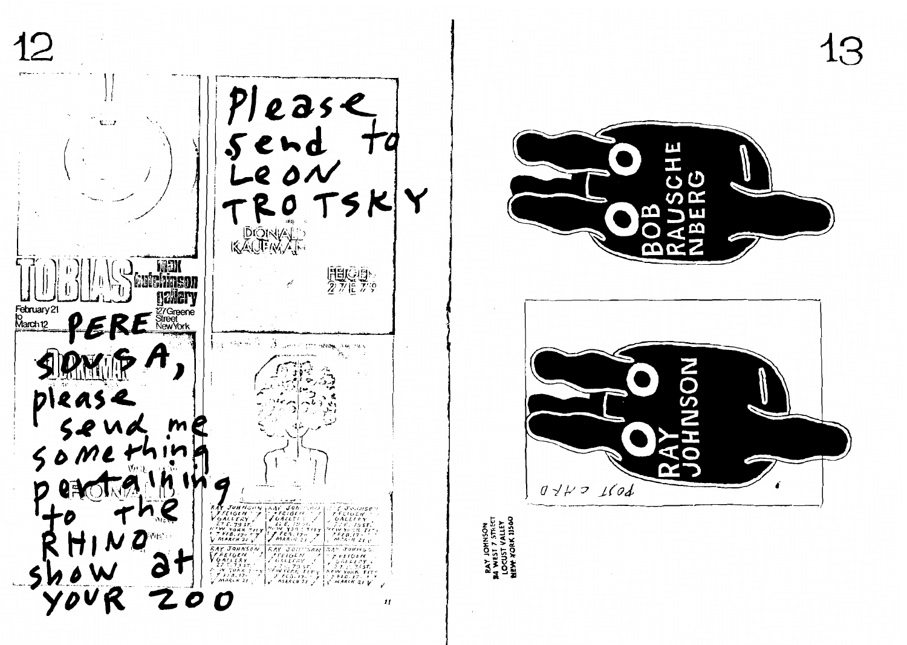Please send to LEON TROTSKY

DONALD KAUFMAN

FEIGEN 27 E 79

TOBIAS max hutchinson gallery

February 21 to March 12

127 Greene Street New York

PERE SOUSA, please send me something pertaining to the RHINO show at YOUR ZOO

RAY JOHNSON FEIGEN GALLERY 27 E. 79 ST. NEW YORK CITY FEB. 17 – MARCH 21

RAY JOHNSON FEIGEN GALLERY 27 E. 79 ST. NEW YORK CITY FEB. 17 – MARCH 21

RAY JOHNSON FEIGEN GALLERY 27 E. 79 ST. NEW YORK CITY FEB. 17 – MARCH 21

RAY JOHNSON FEIGEN GALLERY 27 E. 79 ST. NEW YORK CITY FEB. 17 – MARCH 21

RAY JOHNSON FEIGEN GALLERY 27 E. 79 ST. NEW YORK CITY FEB. 17 – MARCH 21

RAY JOHNSON FEIGEN GALLERY 27 E. 79 ST. NEW YORK CITY FEB. 17 – MARCH 21

BOB RAUSCHE NBERG

RAY JOHNSON

POST CARD

RAY JOHNSON
44 WEST 7 STREET
LOCUST VALLEY
NEW YORK 11560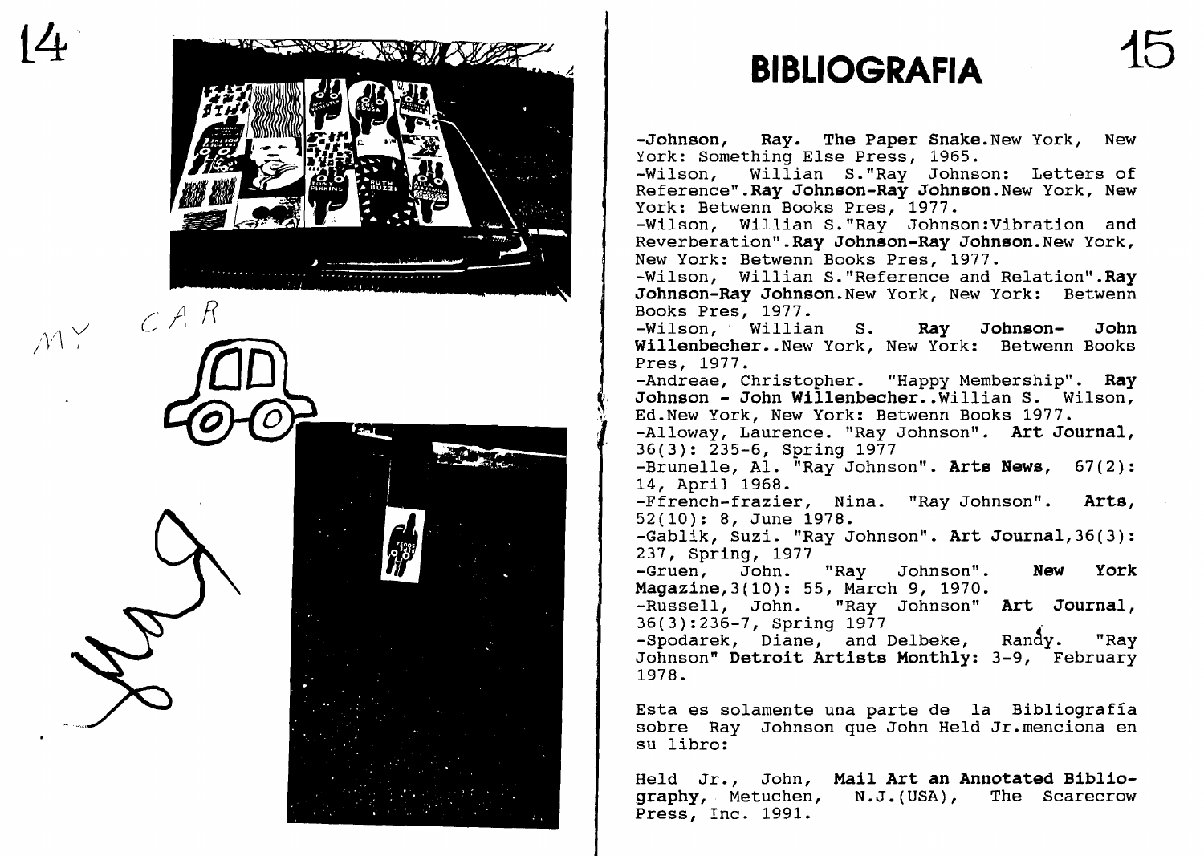MY CAR

Ray

# BIBLIOGRAFIA

-Johnson, Ray. **The Paper Snake.** New York, New York: Something Else Press, 1965.

-Wilson, Willian S."Ray Johnson: Letters of Reference".**Ray Johnson-Ray Johnson.** New York, New York: Betwenn Books Pres, 1977.

-Wilson, Willian S."Ray Johnson:Vibration and Reverberation".**Ray Johnson-Ray Johnson.** New York, New York: Betwenn Books Pres, 1977.

-Wilson, Willian S."Reference and Relation".**Ray Johnson-Ray Johnson.** New York, New York: Betwenn Books Pres, 1977.

-Wilson, Willian S. **Ray Johnson- John Willenbecher.**.New York, New York: Betwenn Books Pres, 1977.

-Andreae, Christopher. "Happy Membership". **Ray Johnson - John Willenbecher.**.Willian S. Wilson, Ed.New York, New York: Betwenn Books 1977.

-Alloway, Laurence. "Ray Johnson". **Art Journal,** 36(3): 235-6, Spring 1977

-Brunelle, Al. "Ray Johnson". **Arts News,** 67(2): 14, April 1968.

-Ffrench-frazier, Nina. "Ray Johnson". **Arts,** 52(10): 8, June 1978.

-Gablik, Suzi. "Ray Johnson". **Art Journal,**36(3): 237, Spring, 1977

-Gruen, John. "Ray Johnson". **New York Magazine,**3(10): 55, March 9, 1970.

-Russell, John. "Ray Johnson" **Art Journal,** 36(3):236-7, Spring 1977

-Spodarek, Diane, and Delbeke, Randy. "Ray Johnson" **Detroit Artists Monthly:** 3-9, February 1978.

Esta es solamente una parte de la Bibliografía sobre Ray Johnson que John Held Jr.menciona en su libro:

Held Jr., John, **Mail Art an Annotated Bibliography,** Metuchen, N.J.(USA), The Scarecrow Press, Inc. 1991.